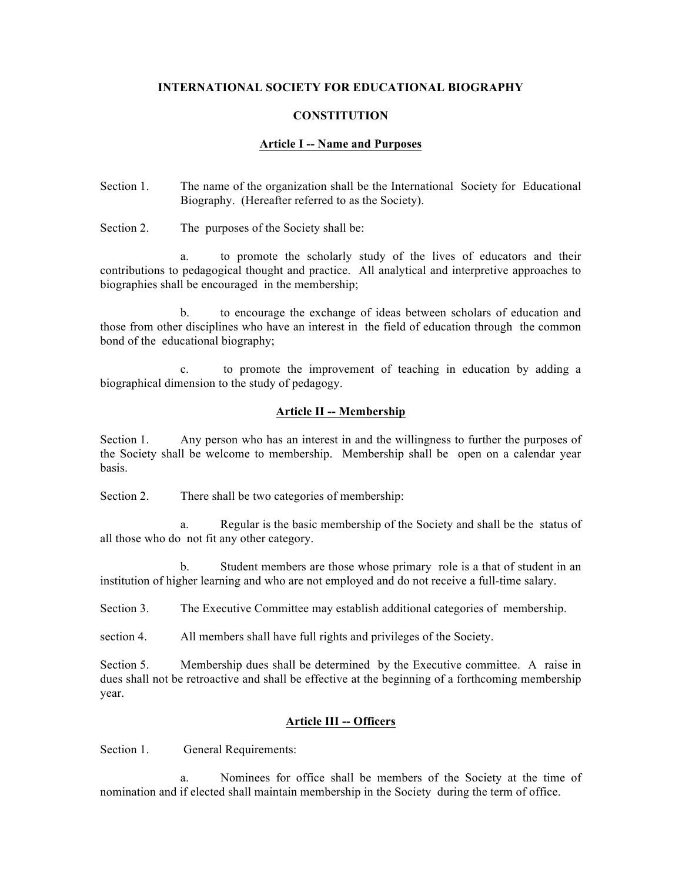# INTERNATIONAL SOCIETY FOR EDUCATIONAL BIOGRAPHY

## CONSTITUTION

### Article I -- Name and Purposes

Section 1. The name of the organization shall be the International Society for Educational Biography. (Hereafter referred to as the Society).

Section 2. The purposes of the Society shall be:

a. to promote the scholarly study of the lives of educators and their contributions to pedagogical thought and practice. All analytical and interpretive approaches to biographies shall be encouraged in the membership;

b. to encourage the exchange of ideas between scholars of education and those from other disciplines who have an interest in the field of education through the common bond of the educational biography;

c. to promote the improvement of teaching in education by adding a biographical dimension to the study of pedagogy.

### Article II -- Membership

Section 1. Any person who has an interest in and the willingness to further the purposes of the Society shall be welcome to membership. Membership shall be open on a calendar year basis.

Section 2. There shall be two categories of membership:

a. Regular is the basic membership of the Society and shall be the status of all those who do not fit any other category.

b. Student members are those whose primary role is a that of student in an institution of higher learning and who are not employed and do not receive a full-time salary.

Section 3. The Executive Committee may establish additional categories of membership.

section 4. All members shall have full rights and privileges of the Society.

Section 5. Membership dues shall be determined by the Executive committee. A raise in dues shall not be retroactive and shall be effective at the beginning of a forthcoming membership year.

### Article III -- Officers

Section 1. General Requirements:

a. Nominees for office shall be members of the Society at the time of nomination and if elected shall maintain membership in the Society during the term of office.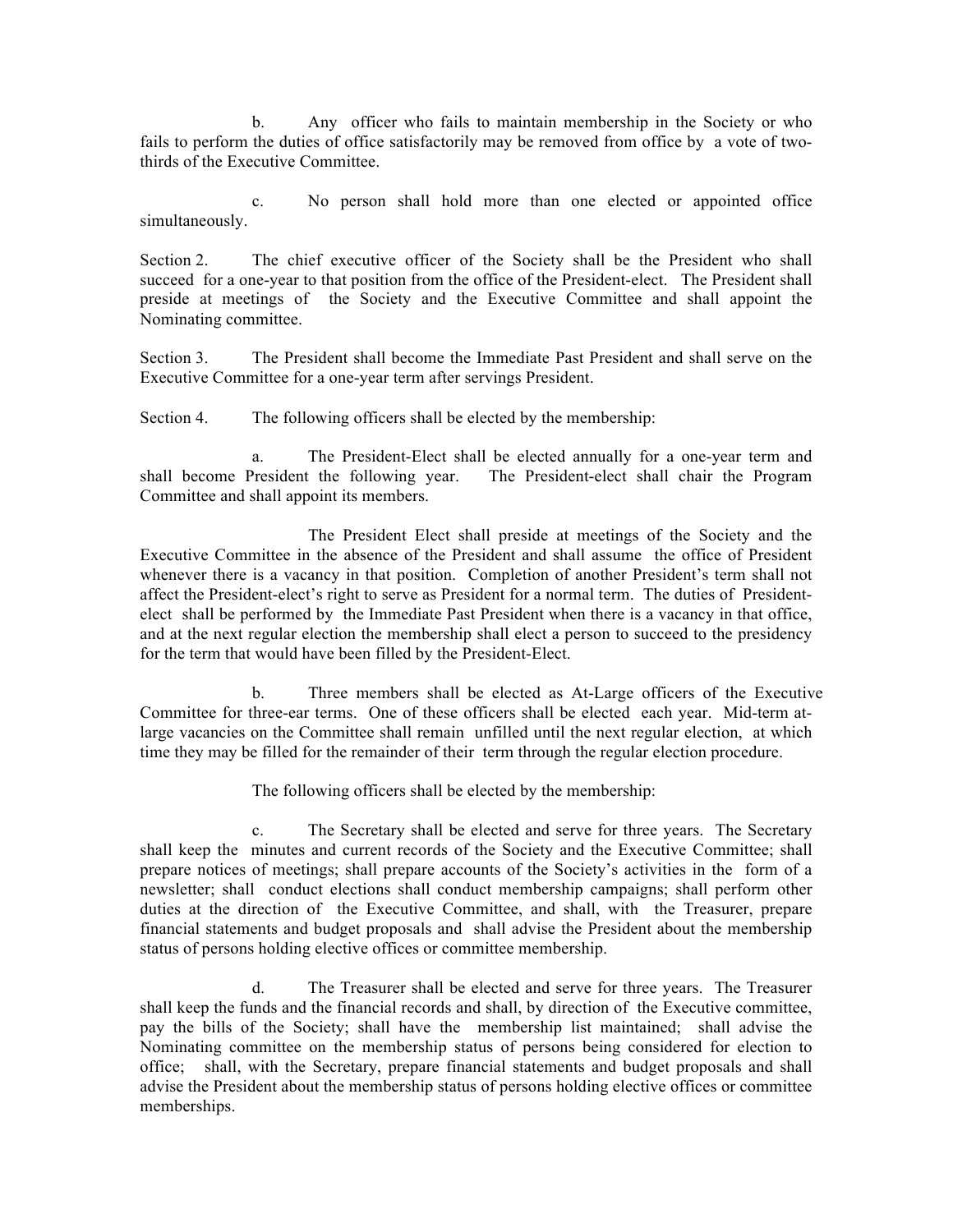b. Any officer who fails to maintain membership in the Society or who fails to perform the duties of office satisfactorily may be removed from office by a vote of two-thirds of the Executive Committee.

c. No person shall hold more than one elected or appointed office simultaneously.

Section 2. The chief executive officer of the Society shall be the President who shall succeed for a one-year to that position from the office of the President-elect. The President shall preside at meetings of the Society and the Executive Committee and shall appoint the Nominating committee.

Section 3. The President shall become the Immediate Past President and shall serve on the Executive Committee for a one-year term after servings President.

Section 4. The following officers shall be elected by the membership:

a. The President-Elect shall be elected annually for a one-year term and shall become President the following year. The President-elect shall chair the Program Committee and shall appoint its members.

The President Elect shall preside at meetings of the Society and the Executive Committee in the absence of the President and shall assume the office of President whenever there is a vacancy in that position. Completion of another President's term shall not affect the President-elect's right to serve as President for a normal term. The duties of President-elect shall be performed by the Immediate Past President when there is a vacancy in that office, and at the next regular election the membership shall elect a person to succeed to the presidency for the term that would have been filled by the President-Elect.

b. Three members shall be elected as At-Large officers of the Executive Committee for three-ear terms. One of these officers shall be elected each year. Mid-term at-large vacancies on the Committee shall remain unfilled until the next regular election, at which time they may be filled for the remainder of their term through the regular election procedure.

The following officers shall be elected by the membership:

c. The Secretary shall be elected and serve for three years. The Secretary shall keep the minutes and current records of the Society and the Executive Committee; shall prepare notices of meetings; shall prepare accounts of the Society's activities in the form of a newsletter; shall conduct elections shall conduct membership campaigns; shall perform other duties at the direction of the Executive Committee, and shall, with the Treasurer, prepare financial statements and budget proposals and shall advise the President about the membership status of persons holding elective offices or committee membership.

d. The Treasurer shall be elected and serve for three years. The Treasurer shall keep the funds and the financial records and shall, by direction of the Executive committee, pay the bills of the Society; shall have the membership list maintained; shall advise the Nominating committee on the membership status of persons being considered for election to office; shall, with the Secretary, prepare financial statements and budget proposals and shall advise the President about the membership status of persons holding elective offices or committee memberships.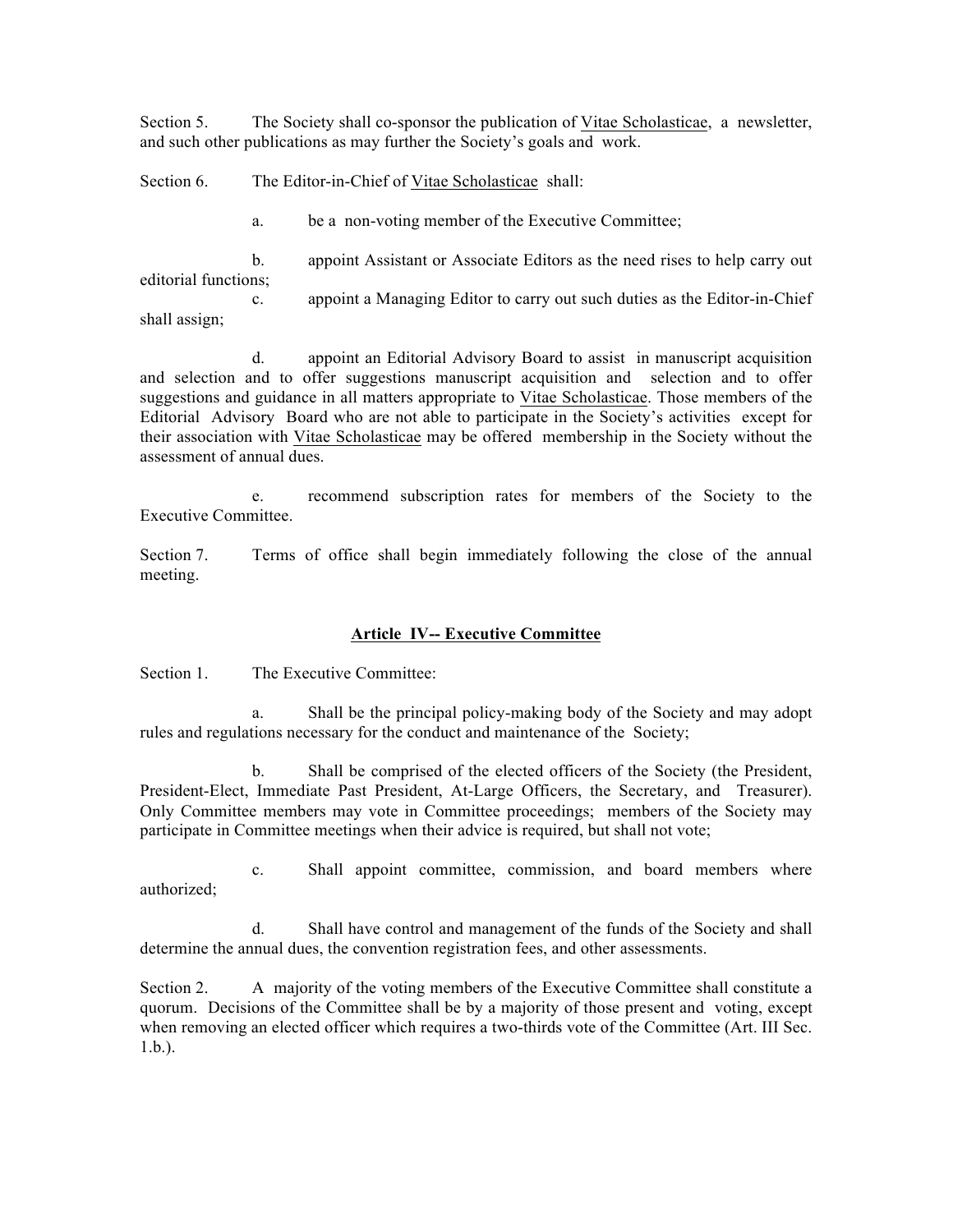Section 5. The Society shall co-sponsor the publication of Vitae Scholasticae, a newsletter, and such other publications as may further the Society's goals and work.

Section 6. The Editor-in-Chief of Vitae Scholasticae shall:

a. be a non-voting member of the Executive Committee;

b. appoint Assistant or Associate Editors as the need rises to help carry out editorial functions;

c. appoint a Managing Editor to carry out such duties as the Editor-in-Chief shall assign;

d. appoint an Editorial Advisory Board to assist in manuscript acquisition and selection and to offer suggestions manuscript acquisition and selection and to offer suggestions and guidance in all matters appropriate to Vitae Scholasticae. Those members of the Editorial Advisory Board who are not able to participate in the Society's activities except for their association with Vitae Scholasticae may be offered membership in the Society without the assessment of annual dues.

e. recommend subscription rates for members of the Society to the Executive Committee.

Section 7. Terms of office shall begin immediately following the close of the annual meeting.

## Article IV-- Executive Committee

Section 1. The Executive Committee:

a. Shall be the principal policy-making body of the Society and may adopt rules and regulations necessary for the conduct and maintenance of the Society;

b. Shall be comprised of the elected officers of the Society (the President, President-Elect, Immediate Past President, At-Large Officers, the Secretary, and Treasurer). Only Committee members may vote in Committee proceedings; members of the Society may participate in Committee meetings when their advice is required, but shall not vote;

c. Shall appoint committee, commission, and board members where authorized;

d. Shall have control and management of the funds of the Society and shall determine the annual dues, the convention registration fees, and other assessments.

Section 2. A majority of the voting members of the Executive Committee shall constitute a quorum. Decisions of the Committee shall be by a majority of those present and voting, except when removing an elected officer which requires a two-thirds vote of the Committee (Art. III Sec. 1.b.).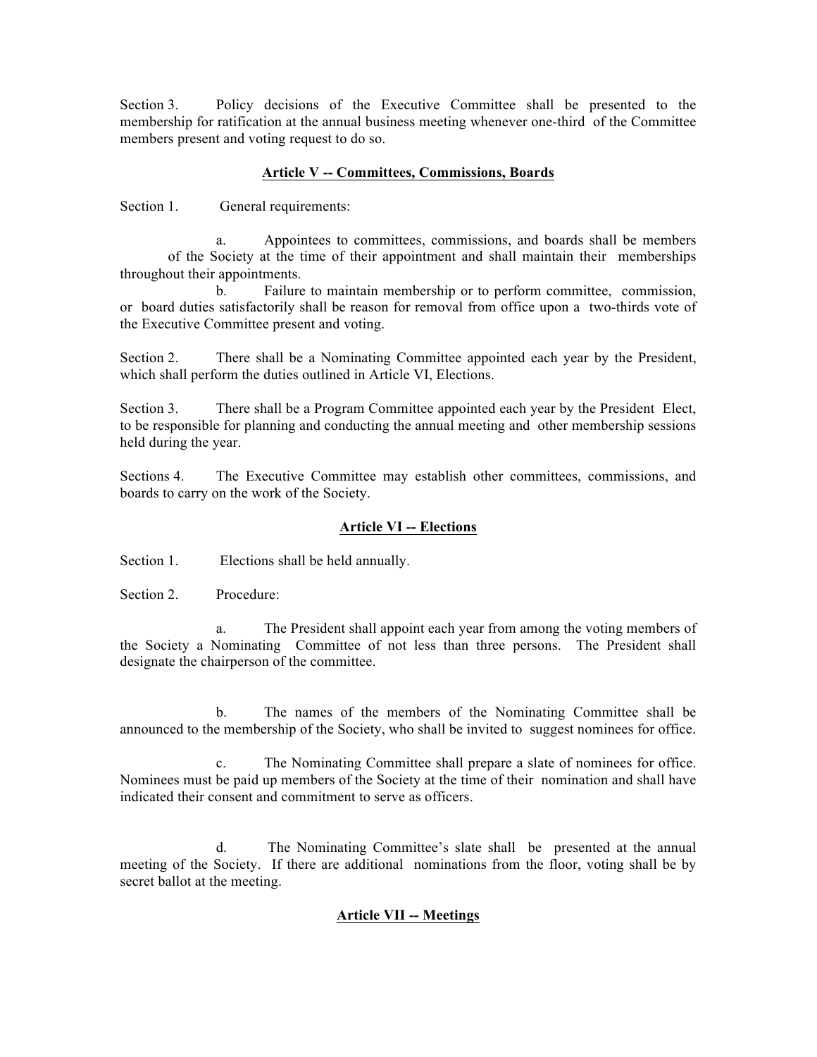Section 3. Policy decisions of the Executive Committee shall be presented to the membership for ratification at the annual business meeting whenever one-third of the Committee members present and voting request to do so.

## Article V -- Committees, Commissions, Boards

Section 1. General requirements:

a. Appointees to committees, commissions, and boards shall be members of the Society at the time of their appointment and shall maintain their memberships throughout their appointments.

b. Failure to maintain membership or to perform committee, commission, or board duties satisfactorily shall be reason for removal from office upon a two-thirds vote of the Executive Committee present and voting.

Section 2. There shall be a Nominating Committee appointed each year by the President, which shall perform the duties outlined in Article VI, Elections.

Section 3. There shall be a Program Committee appointed each year by the President Elect, to be responsible for planning and conducting the annual meeting and other membership sessions held during the year.

Sections 4. The Executive Committee may establish other committees, commissions, and boards to carry on the work of the Society.

## Article VI -- Elections

Section 1. Elections shall be held annually.

Section 2. Procedure:

a. The President shall appoint each year from among the voting members of the Society a Nominating Committee of not less than three persons. The President shall designate the chairperson of the committee.

b. The names of the members of the Nominating Committee shall be announced to the membership of the Society, who shall be invited to suggest nominees for office.

c. The Nominating Committee shall prepare a slate of nominees for office. Nominees must be paid up members of the Society at the time of their nomination and shall have indicated their consent and commitment to serve as officers.

d. The Nominating Committee's slate shall be presented at the annual meeting of the Society. If there are additional nominations from the floor, voting shall be by secret ballot at the meeting.

## Article VII -- Meetings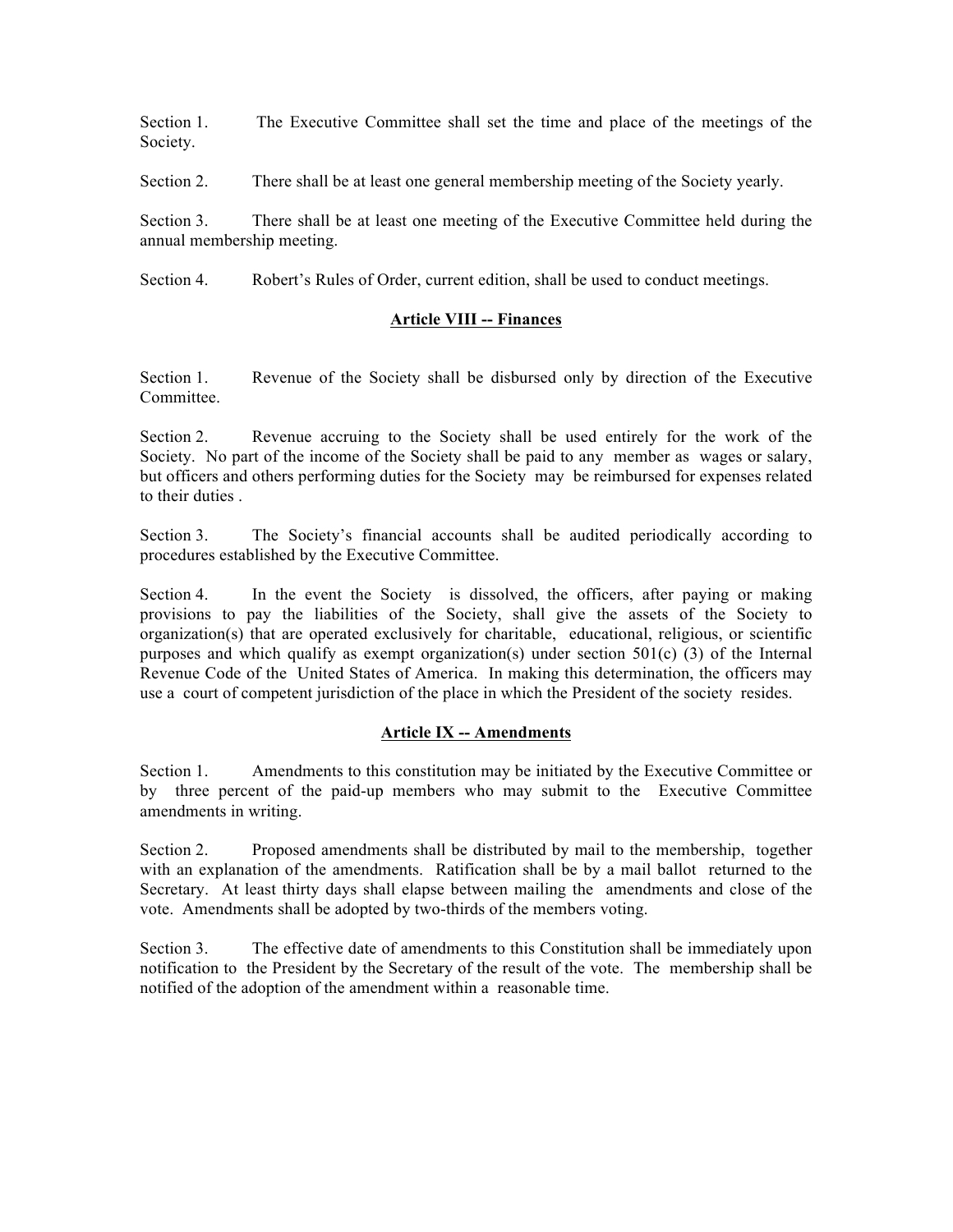Section 1. The Executive Committee shall set the time and place of the meetings of the Society.

Section 2. There shall be at least one general membership meeting of the Society yearly.

Section 3. There shall be at least one meeting of the Executive Committee held during the annual membership meeting.

Section 4. Robert's Rules of Order, current edition, shall be used to conduct meetings.

## Article VIII -- Finances

Section 1. Revenue of the Society shall be disbursed only by direction of the Executive Committee.

Section 2. Revenue accruing to the Society shall be used entirely for the work of the Society. No part of the income of the Society shall be paid to any member as wages or salary, but officers and others performing duties for the Society may be reimbursed for expenses related to their duties .

Section 3. The Society's financial accounts shall be audited periodically according to procedures established by the Executive Committee.

Section 4. In the event the Society is dissolved, the officers, after paying or making provisions to pay the liabilities of the Society, shall give the assets of the Society to organization(s) that are operated exclusively for charitable, educational, religious, or scientific purposes and which qualify as exempt organization(s) under section 501(c) (3) of the Internal Revenue Code of the United States of America. In making this determination, the officers may use a court of competent jurisdiction of the place in which the President of the society resides.

## Article IX -- Amendments

Section 1. Amendments to this constitution may be initiated by the Executive Committee or by three percent of the paid-up members who may submit to the Executive Committee amendments in writing.

Section 2. Proposed amendments shall be distributed by mail to the membership, together with an explanation of the amendments. Ratification shall be by a mail ballot returned to the Secretary. At least thirty days shall elapse between mailing the amendments and close of the vote. Amendments shall be adopted by two-thirds of the members voting.

Section 3. The effective date of amendments to this Constitution shall be immediately upon notification to the President by the Secretary of the result of the vote. The membership shall be notified of the adoption of the amendment within a reasonable time.